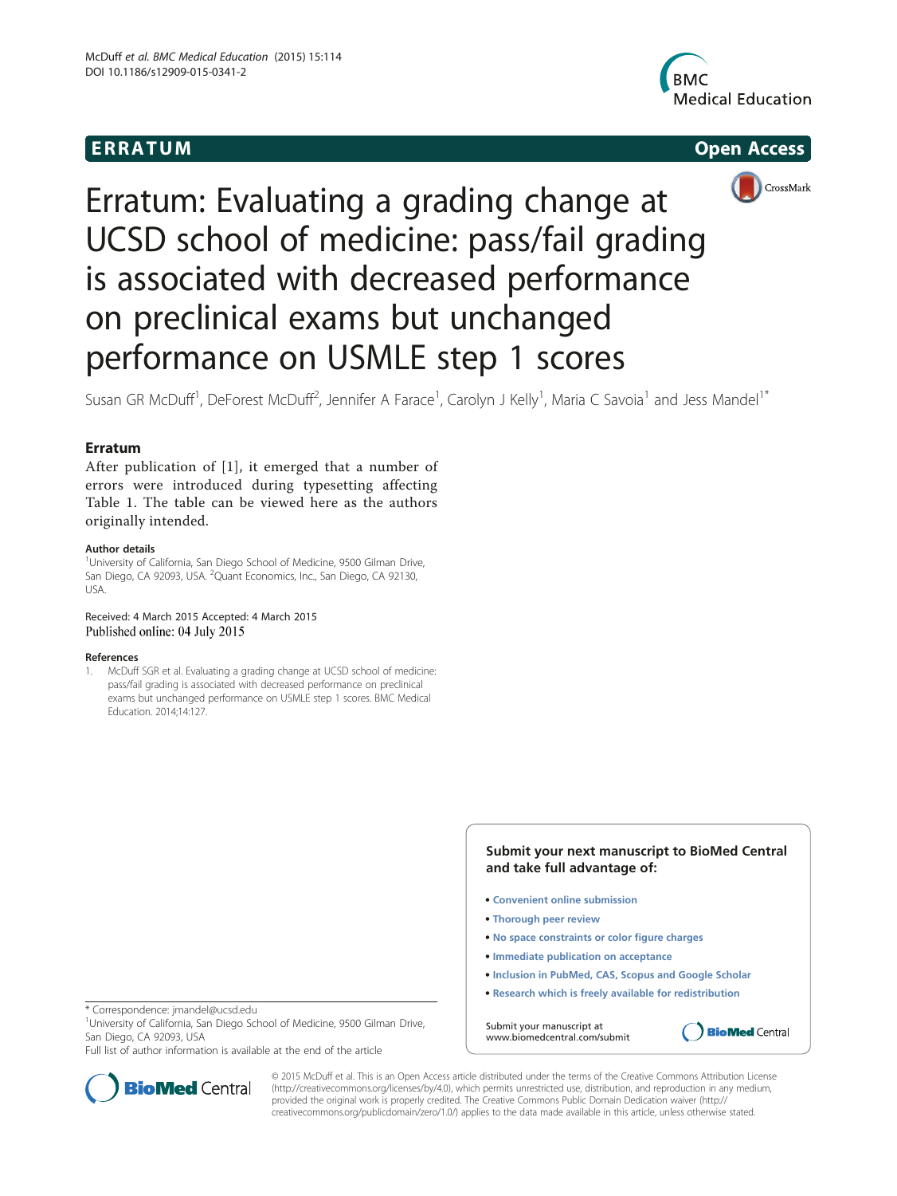ERRATUM Open Access

# Erratum: Evaluating a grading change at UCSD school of medicine: pass/fail grading is associated with decreased performance on preclinical exams but unchanged performance on USMLE step 1 scores

Susan GR McDuff[1], DeForest McDuff[2], Jennifer A Farace[1], Carolyn J Kelly[1], Maria C Savoia[1] and Jess Mandel[1*]

## Erratum

After publication of [1], it emerged that a number of errors were introduced during typesetting affecting Table 1. The table can be viewed here as the authors originally intended.

### Author details

[1]University of California, San Diego School of Medicine, 9500 Gilman Drive, San Diego, CA 92093, USA. [2]Quant Economics, Inc., San Diego, CA 92130, USA.

Received: 4 March 2015 Accepted: 4 March 2015
Published online: 04 July 2015

### References

1. McDuff SGR et al. Evaluating a grading change at UCSD school of medicine: pass/fail grading is associated with decreased performance on preclinical exams but unchanged performance on USMLE step 1 scores. BMC Medical Education. 2014;14:127.

\* Correspondence: jmandel@ucsd.edu
[1]University of California, San Diego School of Medicine, 9500 Gilman Drive, San Diego, CA 92093, USA
Full list of author information is available at the end of the article

© 2015 McDuff et al. This is an Open Access article distributed under the terms of the Creative Commons Attribution License (http://creativecommons.org/licenses/by/4.0), which permits unrestricted use, distribution, and reproduction in any medium, provided the original work is properly credited. The Creative Commons Public Domain Dedication waiver (http://creativecommons.org/publicdomain/zero/1.0/) applies to the data made available in this article, unless otherwise stated.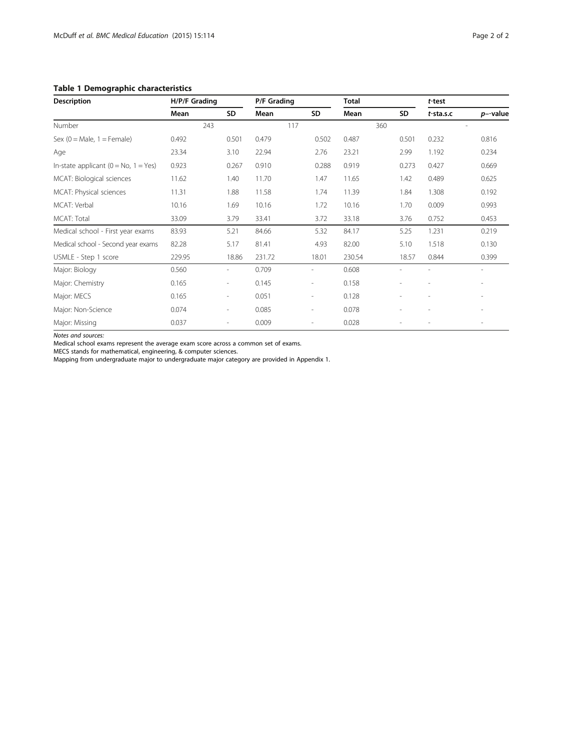**Table 1 Demographic characteristics**

| Description | H/P/F Grading | | P/F Grading | | Total | | t-test | |
|---|---|---|---|---|---|---|---|---|
| | Mean | SD | Mean | SD | Mean | SD | t-sta.s.c | p–-value |
| Number | 243 | | 117 | | 360 | | - | |
| Sex (0 = Male, 1 = Female) | 0.492 | 0.501 | 0.479 | 0.502 | 0.487 | 0.501 | 0.232 | 0.816 |
| Age | 23.34 | 3.10 | 22.94 | 2.76 | 23.21 | 2.99 | 1.192 | 0.234 |
| In-state applicant (0 = No, 1 = Yes) | 0.923 | 0.267 | 0.910 | 0.288 | 0.919 | 0.273 | 0.427 | 0.669 |
| MCAT: Biological sciences | 11.62 | 1.40 | 11.70 | 1.47 | 11.65 | 1.42 | 0.489 | 0.625 |
| MCAT: Physical sciences | 11.31 | 1.88 | 11.58 | 1.74 | 11.39 | 1.84 | 1.308 | 0.192 |
| MCAT: Verbal | 10.16 | 1.69 | 10.16 | 1.72 | 10.16 | 1.70 | 0.009 | 0.993 |
| MCAT: Total | 33.09 | 3.79 | 33.41 | 3.72 | 33.18 | 3.76 | 0.752 | 0.453 |
| Medical school - First year exams | 83.93 | 5.21 | 84.66 | 5.32 | 84.17 | 5.25 | 1.231 | 0.219 |
| Medical school - Second year exams | 82.28 | 5.17 | 81.41 | 4.93 | 82.00 | 5.10 | 1.518 | 0.130 |
| USMLE - Step 1 score | 229.95 | 18.86 | 231.72 | 18.01 | 230.54 | 18.57 | 0.844 | 0.399 |
| Major: Biology | 0.560 | - | 0.709 | - | 0.608 | - | - | - |
| Major: Chemistry | 0.165 | - | 0.145 | - | 0.158 | - | - | - |
| Major: MECS | 0.165 | - | 0.051 | - | 0.128 | - | - | - |
| Major: Non-Science | 0.074 | - | 0.085 | - | 0.078 | - | - | - |
| Major: Missing | 0.037 | - | 0.009 | - | 0.028 | - | - | - |

*Notes and sources:*

Medical school exams represent the average exam score across a common set of exams.

MECS stands for mathematical, engineering, & computer sciences.

Mapping from undergraduate major to undergraduate major category are provided in Appendix 1.